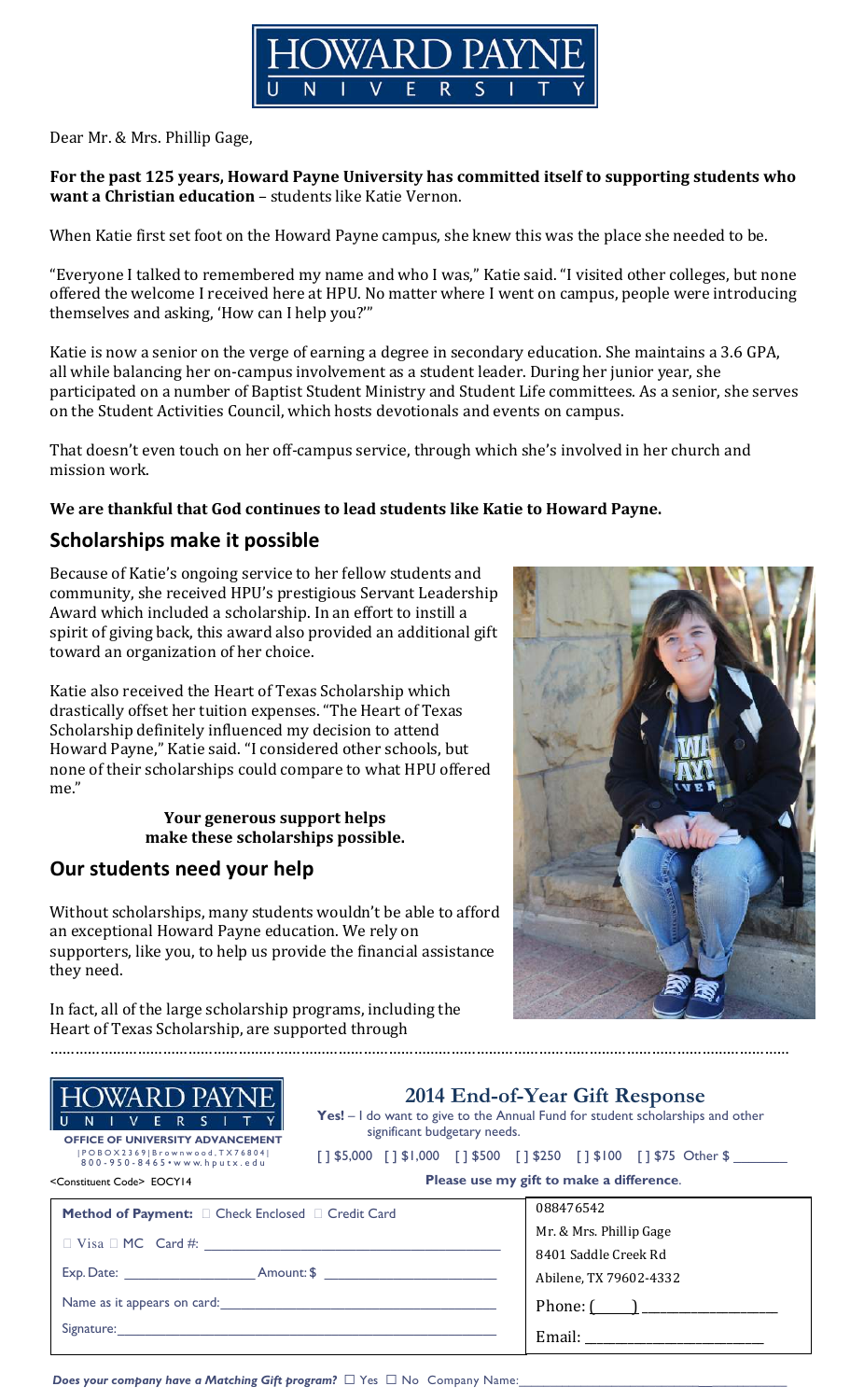# HOWARD PAYNE UNIVERSITY

Dear Mr. & Mrs. Phillip Gage,

**For the past 125 years, Howard Payne University has committed itself to supporting students who want a Christian education** – students like Katie Vernon.

When Katie first set foot on the Howard Payne campus, she knew this was the place she needed to be.

"Everyone I talked to remembered my name and who I was," Katie said. "I visited other colleges, but none offered the welcome I received here at HPU. No matter where I went on campus, people were introducing themselves and asking, 'How can I help you?'"

Katie is now a senior on the verge of earning a degree in secondary education. She maintains a 3.6 GPA, all while balancing her on-campus involvement as a student leader. During her junior year, she participated on a number of Baptist Student Ministry and Student Life committees. As a senior, she serves on the Student Activities Council, which hosts devotionals and events on campus.

That doesn't even touch on her off-campus service, through which she's involved in her church and mission work.

**We are thankful that God continues to lead students like Katie to Howard Payne.**

## Scholarships make it possible

Because of Katie's ongoing service to her fellow students and community, she received HPU's prestigious Servant Leadership Award which included a scholarship. In an effort to instill a spirit of giving back, this award also provided an additional gift toward an organization of her choice.

Katie also received the Heart of Texas Scholarship which drastically offset her tuition expenses. "The Heart of Texas Scholarship definitely influenced my decision to attend Howard Payne," Katie said. "I considered other schools, but none of their scholarships could compare to what HPU offered me."

**Your generous support helps make these scholarships possible.**

## Our students need your help

Without scholarships, many students wouldn't be able to afford an exceptional Howard Payne education. We rely on supporters, like you, to help us provide the financial assistance they need.

In fact, all of the large scholarship programs, including the Heart of Texas Scholarship, are supported through

---

**HOWARD PAYNE UNIVERSITY**
**OFFICE OF UNIVERSITY ADVANCEMENT**
| P O B O X 2 3 6 9 | B r o w n w o o d , T X 7 6 8 0 4 |
8 0 0 - 9 5 0 - 8 4 6 5 • w w w . h p u t x . e d u

<Constituent Code> EOCY14

## 2014 End-of-Year Gift Response

**Yes!** – I do want to give to the Annual Fund for student scholarships and other significant budgetary needs.

[ ] $5,000 [ ] $1,000 [ ] $500 [ ] $250 [ ] $100 [ ] $75 Other $ ________

**Please use my gift to make a difference.**

**Method of Payment:** ☐ Check Enclosed ☐ Credit Card

☐ Visa ☐ MC Card #: ________________________________

Exp. Date: ______________ Amount: $ ____________________

Name as it appears on card: ____________________________

Signature: _______________________________________

088476542
Mr. & Mrs. Phillip Gage
8401 Saddle Creek Rd
Abilene, TX 79602-4332

Phone: (____) ________________

Email: ______________________

***Does your company have a Matching Gift program?*** ☐ Yes ☐ No Company Name: ______________________________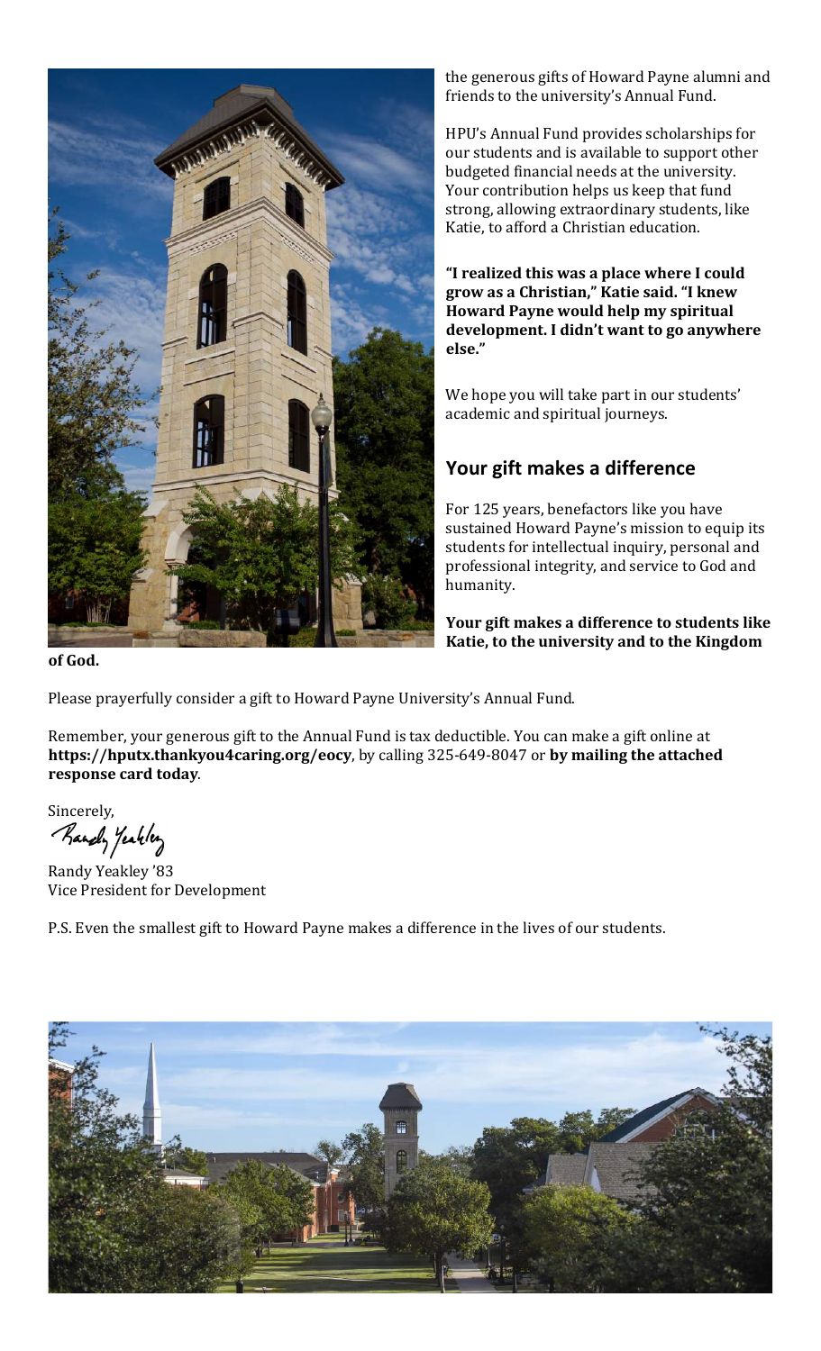the generous gifts of Howard Payne alumni and friends to the university's Annual Fund.

HPU's Annual Fund provides scholarships for our students and is available to support other budgeted financial needs at the university. Your contribution helps us keep that fund strong, allowing extraordinary students, like Katie, to afford a Christian education.

**"I realized this was a place where I could grow as a Christian," Katie said. "I knew Howard Payne would help my spiritual development. I didn't want to go anywhere else."**

We hope you will take part in our students' academic and spiritual journeys.

## Your gift makes a difference

For 125 years, benefactors like you have sustained Howard Payne's mission to equip its students for intellectual inquiry, personal and professional integrity, and service to God and humanity.

**Your gift makes a difference to students like Katie, to the university and to the Kingdom of God.**

Please prayerfully consider a gift to Howard Payne University's Annual Fund.

Remember, your generous gift to the Annual Fund is tax deductible. You can make a gift online at **https://hputx.thankyou4caring.org/eocy**, by calling 325-649-8047 or **by mailing the attached response card today**.

Sincerely,

Randy Yeakley '83
Vice President for Development

P.S. Even the smallest gift to Howard Payne makes a difference in the lives of our students.